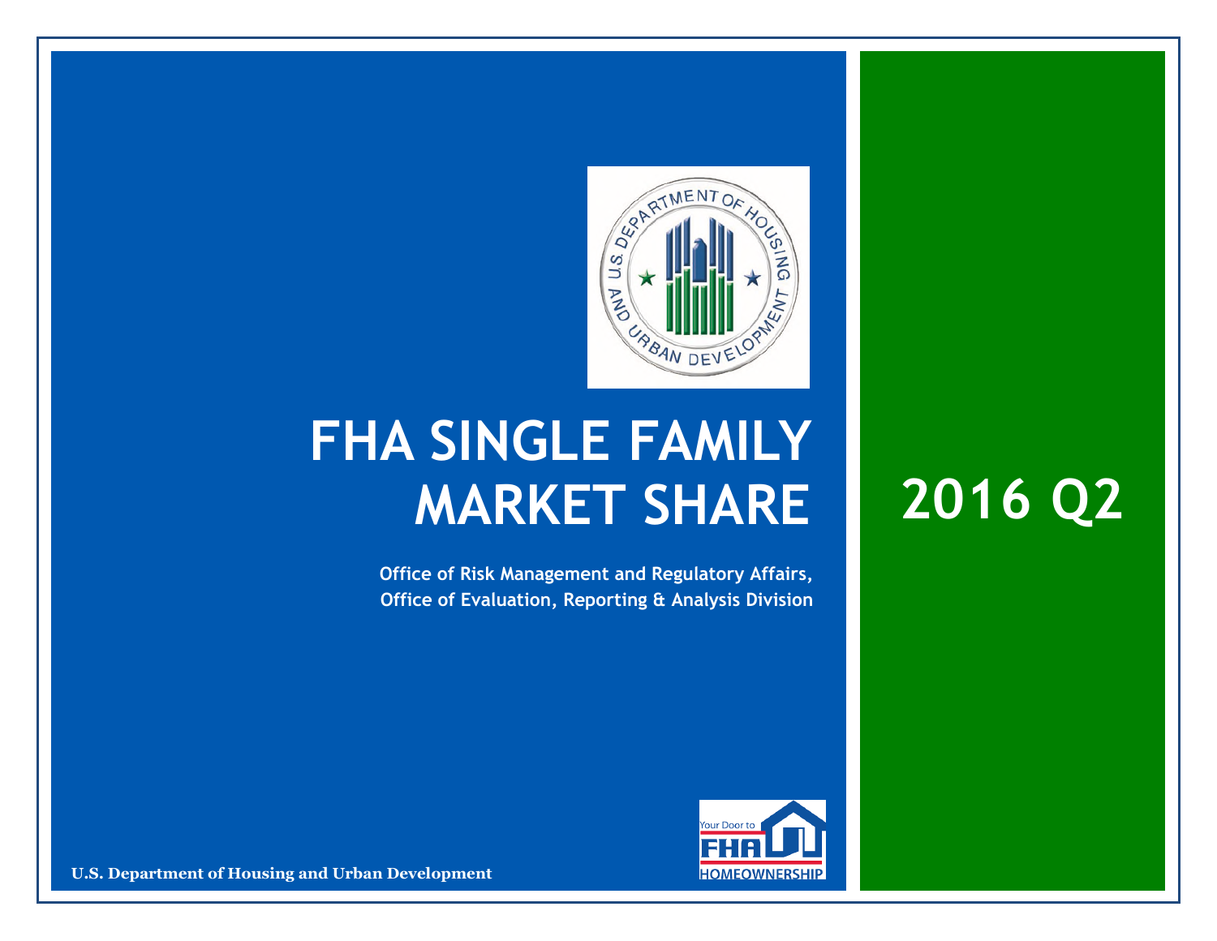# FHA SINGLE FAMILY MARKET SHARE

# 2016 Q2

**Office of Risk Management and Regulatory Affairs, Office of Evaluation, Reporting & Analysis Division**

**U.S. Department of Housing and Urban Development**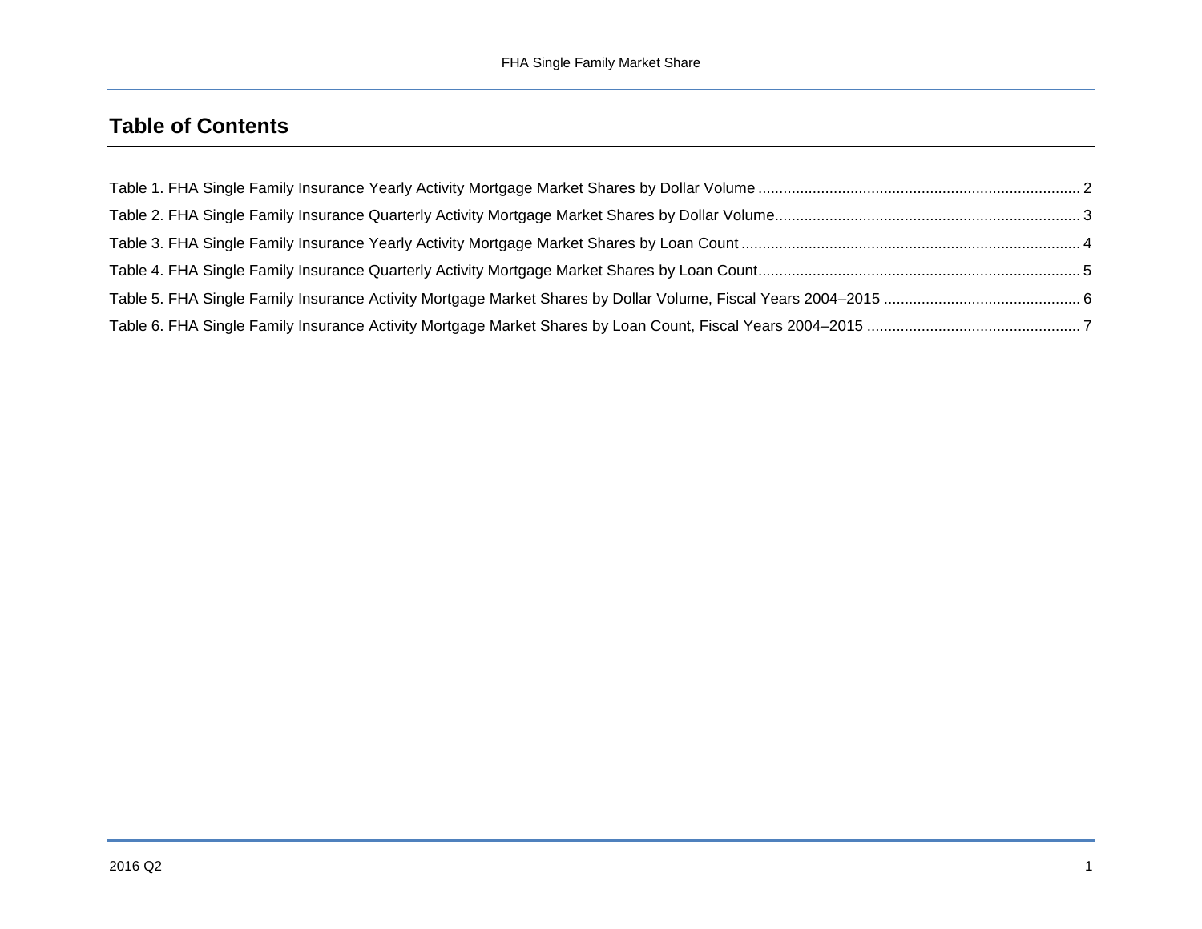## Table of Contents

Table 1. FHA Single Family Insurance Yearly Activity Mortgage Market Shares by Dollar Volume ........ 2

Table 2. FHA Single Family Insurance Quarterly Activity Mortgage Market Shares by Dollar Volume ........ 3

Table 3. FHA Single Family Insurance Yearly Activity Mortgage Market Shares by Loan Count ........ 4

Table 4. FHA Single Family Insurance Quarterly Activity Mortgage Market Shares by Loan Count ........ 5

Table 5. FHA Single Family Insurance Activity Mortgage Market Shares by Dollar Volume, Fiscal Years 2004–2015 ........ 6

Table 6. FHA Single Family Insurance Activity Mortgage Market Shares by Loan Count, Fiscal Years 2004–2015 ........ 7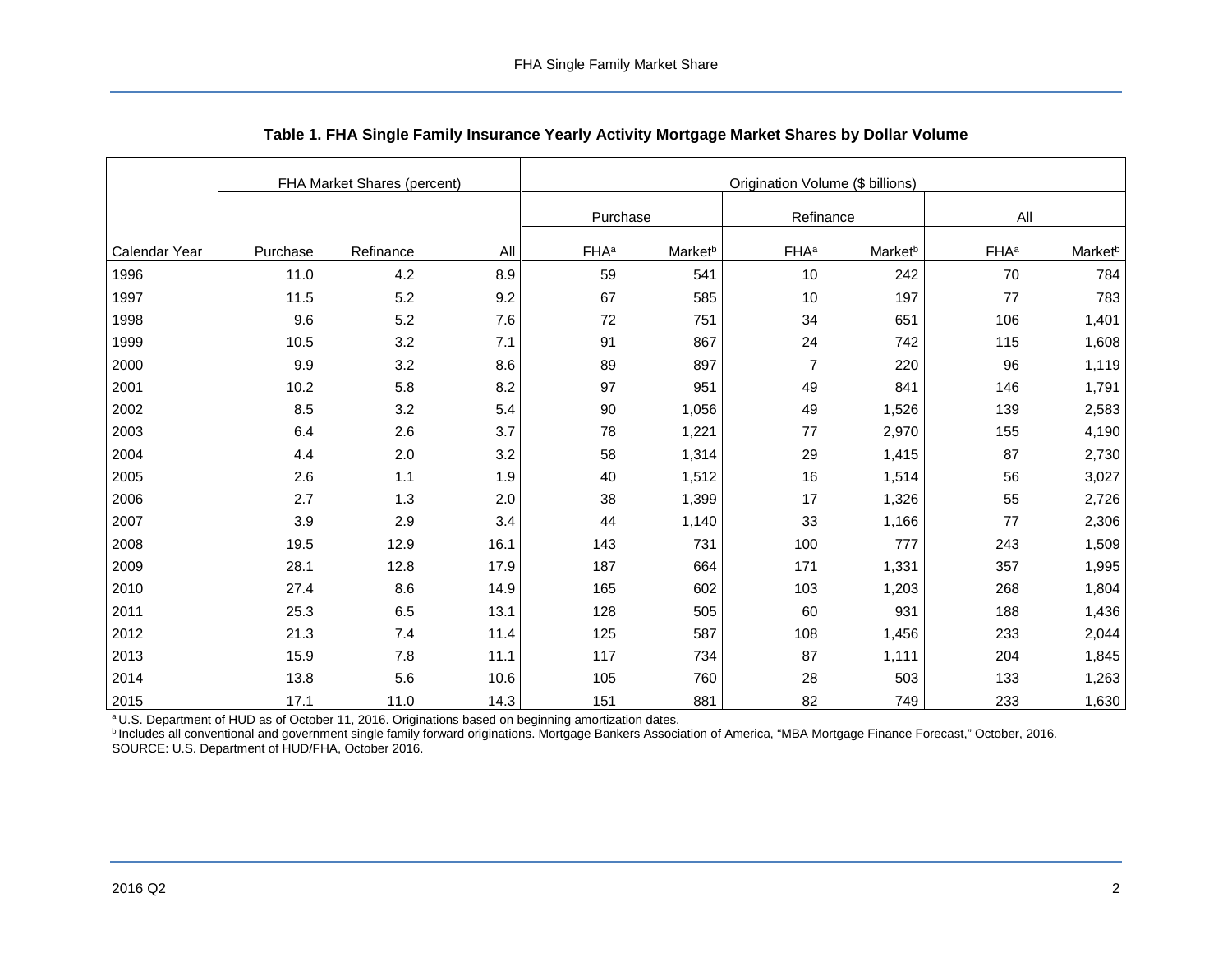**Table 1. FHA Single Family Insurance Yearly Activity Mortgage Market Shares by Dollar Volume**

| | FHA Market Shares (percent) | | | Origination Volume ($ billions) | | | | | |
|---|---|---|---|---|---|---|---|---|---|
| | | | | Purchase | | Refinance | | All | |
| Calendar Year | Purchase | Refinance | All | FHA[a] | Market[b] | FHA[a] | Market[b] | FHA[a] | Market[b] |
| 1996 | 11.0 | 4.2 | 8.9 | 59 | 541 | 10 | 242 | 70 | 784 |
| 1997 | 11.5 | 5.2 | 9.2 | 67 | 585 | 10 | 197 | 77 | 783 |
| 1998 | 9.6 | 5.2 | 7.6 | 72 | 751 | 34 | 651 | 106 | 1,401 |
| 1999 | 10.5 | 3.2 | 7.1 | 91 | 867 | 24 | 742 | 115 | 1,608 |
| 2000 | 9.9 | 3.2 | 8.6 | 89 | 897 | 7 | 220 | 96 | 1,119 |
| 2001 | 10.2 | 5.8 | 8.2 | 97 | 951 | 49 | 841 | 146 | 1,791 |
| 2002 | 8.5 | 3.2 | 5.4 | 90 | 1,056 | 49 | 1,526 | 139 | 2,583 |
| 2003 | 6.4 | 2.6 | 3.7 | 78 | 1,221 | 77 | 2,970 | 155 | 4,190 |
| 2004 | 4.4 | 2.0 | 3.2 | 58 | 1,314 | 29 | 1,415 | 87 | 2,730 |
| 2005 | 2.6 | 1.1 | 1.9 | 40 | 1,512 | 16 | 1,514 | 56 | 3,027 |
| 2006 | 2.7 | 1.3 | 2.0 | 38 | 1,399 | 17 | 1,326 | 55 | 2,726 |
| 2007 | 3.9 | 2.9 | 3.4 | 44 | 1,140 | 33 | 1,166 | 77 | 2,306 |
| 2008 | 19.5 | 12.9 | 16.1 | 143 | 731 | 100 | 777 | 243 | 1,509 |
| 2009 | 28.1 | 12.8 | 17.9 | 187 | 664 | 171 | 1,331 | 357 | 1,995 |
| 2010 | 27.4 | 8.6 | 14.9 | 165 | 602 | 103 | 1,203 | 268 | 1,804 |
| 2011 | 25.3 | 6.5 | 13.1 | 128 | 505 | 60 | 931 | 188 | 1,436 |
| 2012 | 21.3 | 7.4 | 11.4 | 125 | 587 | 108 | 1,456 | 233 | 2,044 |
| 2013 | 15.9 | 7.8 | 11.1 | 117 | 734 | 87 | 1,111 | 204 | 1,845 |
| 2014 | 13.8 | 5.6 | 10.6 | 105 | 760 | 28 | 503 | 133 | 1,263 |
| 2015 | 17.1 | 11.0 | 14.3 | 151 | 881 | 82 | 749 | 233 | 1,630 |

[a] U.S. Department of HUD as of October 11, 2016. Originations based on beginning amortization dates.
[b] Includes all conventional and government single family forward originations. Mortgage Bankers Association of America, "MBA Mortgage Finance Forecast," October, 2016.
SOURCE: U.S. Department of HUD/FHA, October 2016.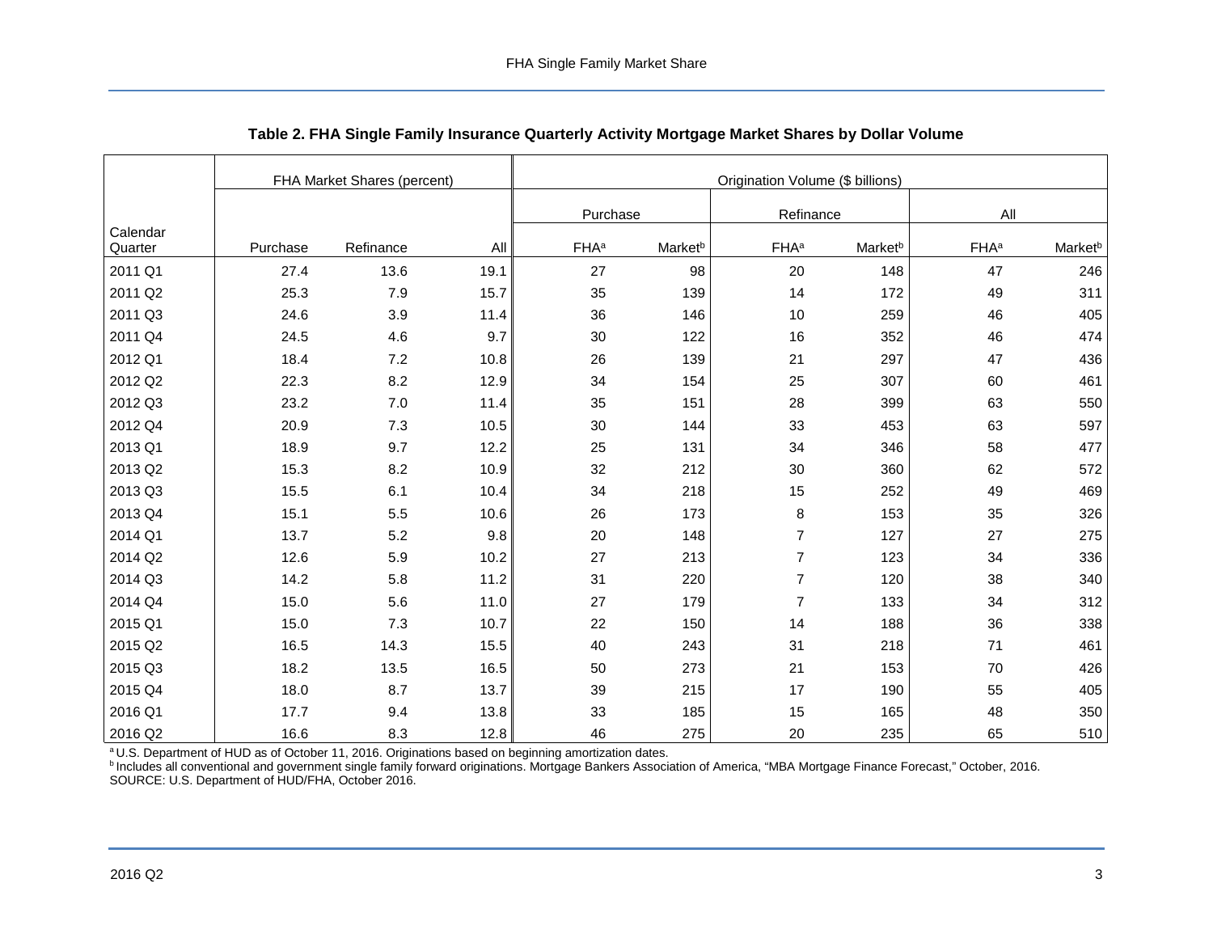**Table 2. FHA Single Family Insurance Quarterly Activity Mortgage Market Shares by Dollar Volume**

| | FHA Market Shares (percent) | | | Origination Volume ($ billions) | | | | | |
|---|---|---|---|---|---|---|---|---|---|
| | | | | Purchase | | Refinance | | All | |
| Calendar Quarter | Purchase | Refinance | All | FHA[a] | Market[b] | FHA[a] | Market[b] | FHA[a] | Market[b] |
| 2011 Q1 | 27.4 | 13.6 | 19.1 | 27 | 98 | 20 | 148 | 47 | 246 |
| 2011 Q2 | 25.3 | 7.9 | 15.7 | 35 | 139 | 14 | 172 | 49 | 311 |
| 2011 Q3 | 24.6 | 3.9 | 11.4 | 36 | 146 | 10 | 259 | 46 | 405 |
| 2011 Q4 | 24.5 | 4.6 | 9.7 | 30 | 122 | 16 | 352 | 46 | 474 |
| 2012 Q1 | 18.4 | 7.2 | 10.8 | 26 | 139 | 21 | 297 | 47 | 436 |
| 2012 Q2 | 22.3 | 8.2 | 12.9 | 34 | 154 | 25 | 307 | 60 | 461 |
| 2012 Q3 | 23.2 | 7.0 | 11.4 | 35 | 151 | 28 | 399 | 63 | 550 |
| 2012 Q4 | 20.9 | 7.3 | 10.5 | 30 | 144 | 33 | 453 | 63 | 597 |
| 2013 Q1 | 18.9 | 9.7 | 12.2 | 25 | 131 | 34 | 346 | 58 | 477 |
| 2013 Q2 | 15.3 | 8.2 | 10.9 | 32 | 212 | 30 | 360 | 62 | 572 |
| 2013 Q3 | 15.5 | 6.1 | 10.4 | 34 | 218 | 15 | 252 | 49 | 469 |
| 2013 Q4 | 15.1 | 5.5 | 10.6 | 26 | 173 | 8 | 153 | 35 | 326 |
| 2014 Q1 | 13.7 | 5.2 | 9.8 | 20 | 148 | 7 | 127 | 27 | 275 |
| 2014 Q2 | 12.6 | 5.9 | 10.2 | 27 | 213 | 7 | 123 | 34 | 336 |
| 2014 Q3 | 14.2 | 5.8 | 11.2 | 31 | 220 | 7 | 120 | 38 | 340 |
| 2014 Q4 | 15.0 | 5.6 | 11.0 | 27 | 179 | 7 | 133 | 34 | 312 |
| 2015 Q1 | 15.0 | 7.3 | 10.7 | 22 | 150 | 14 | 188 | 36 | 338 |
| 2015 Q2 | 16.5 | 14.3 | 15.5 | 40 | 243 | 31 | 218 | 71 | 461 |
| 2015 Q3 | 18.2 | 13.5 | 16.5 | 50 | 273 | 21 | 153 | 70 | 426 |
| 2015 Q4 | 18.0 | 8.7 | 13.7 | 39 | 215 | 17 | 190 | 55 | 405 |
| 2016 Q1 | 17.7 | 9.4 | 13.8 | 33 | 185 | 15 | 165 | 48 | 350 |
| 2016 Q2 | 16.6 | 8.3 | 12.8 | 46 | 275 | 20 | 235 | 65 | 510 |

[a] U.S. Department of HUD as of October 11, 2016. Originations based on beginning amortization dates.
[b] Includes all conventional and government single family forward originations. Mortgage Bankers Association of America, "MBA Mortgage Finance Forecast," October, 2016.
SOURCE: U.S. Department of HUD/FHA, October 2016.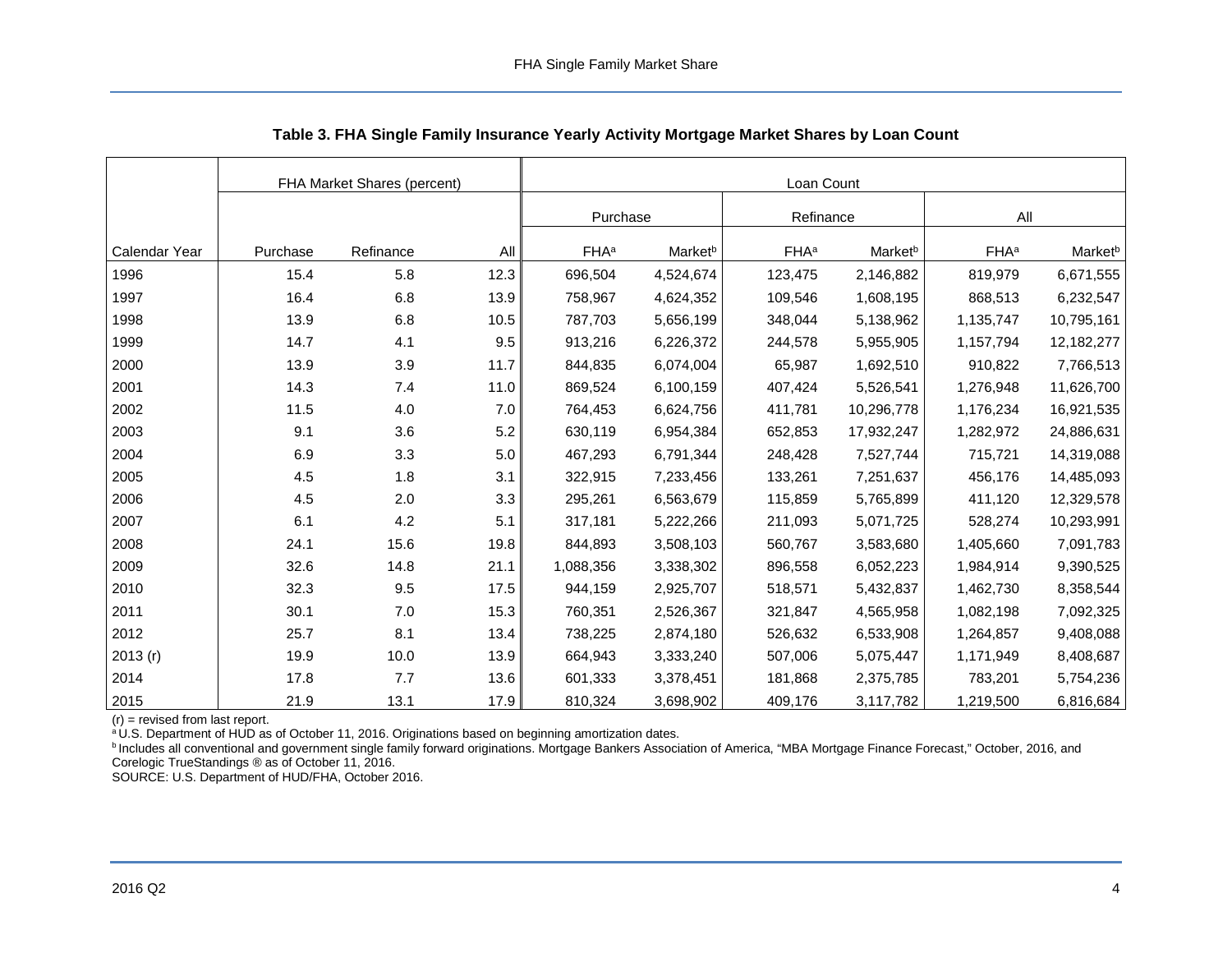**Table 3. FHA Single Family Insurance Yearly Activity Mortgage Market Shares by Loan Count**

| | FHA Market Shares (percent) | | | Loan Count | | | | | |
|---|---|---|---|---|---|---|---|---|---|
| | | | | Purchase | | Refinance | | All | |
| Calendar Year | Purchase | Refinance | All | FHA[a] | Market[b] | FHA[a] | Market[b] | FHA[a] | Market[b] |
| 1996 | 15.4 | 5.8 | 12.3 | 696,504 | 4,524,674 | 123,475 | 2,146,882 | 819,979 | 6,671,555 |
| 1997 | 16.4 | 6.8 | 13.9 | 758,967 | 4,624,352 | 109,546 | 1,608,195 | 868,513 | 6,232,547 |
| 1998 | 13.9 | 6.8 | 10.5 | 787,703 | 5,656,199 | 348,044 | 5,138,962 | 1,135,747 | 10,795,161 |
| 1999 | 14.7 | 4.1 | 9.5 | 913,216 | 6,226,372 | 244,578 | 5,955,905 | 1,157,794 | 12,182,277 |
| 2000 | 13.9 | 3.9 | 11.7 | 844,835 | 6,074,004 | 65,987 | 1,692,510 | 910,822 | 7,766,513 |
| 2001 | 14.3 | 7.4 | 11.0 | 869,524 | 6,100,159 | 407,424 | 5,526,541 | 1,276,948 | 11,626,700 |
| 2002 | 11.5 | 4.0 | 7.0 | 764,453 | 6,624,756 | 411,781 | 10,296,778 | 1,176,234 | 16,921,535 |
| 2003 | 9.1 | 3.6 | 5.2 | 630,119 | 6,954,384 | 652,853 | 17,932,247 | 1,282,972 | 24,886,631 |
| 2004 | 6.9 | 3.3 | 5.0 | 467,293 | 6,791,344 | 248,428 | 7,527,744 | 715,721 | 14,319,088 |
| 2005 | 4.5 | 1.8 | 3.1 | 322,915 | 7,233,456 | 133,261 | 7,251,637 | 456,176 | 14,485,093 |
| 2006 | 4.5 | 2.0 | 3.3 | 295,261 | 6,563,679 | 115,859 | 5,765,899 | 411,120 | 12,329,578 |
| 2007 | 6.1 | 4.2 | 5.1 | 317,181 | 5,222,266 | 211,093 | 5,071,725 | 528,274 | 10,293,991 |
| 2008 | 24.1 | 15.6 | 19.8 | 844,893 | 3,508,103 | 560,767 | 3,583,680 | 1,405,660 | 7,091,783 |
| 2009 | 32.6 | 14.8 | 21.1 | 1,088,356 | 3,338,302 | 896,558 | 6,052,223 | 1,984,914 | 9,390,525 |
| 2010 | 32.3 | 9.5 | 17.5 | 944,159 | 2,925,707 | 518,571 | 5,432,837 | 1,462,730 | 8,358,544 |
| 2011 | 30.1 | 7.0 | 15.3 | 760,351 | 2,526,367 | 321,847 | 4,565,958 | 1,082,198 | 7,092,325 |
| 2012 | 25.7 | 8.1 | 13.4 | 738,225 | 2,874,180 | 526,632 | 6,533,908 | 1,264,857 | 9,408,088 |
| 2013 (r) | 19.9 | 10.0 | 13.9 | 664,943 | 3,333,240 | 507,006 | 5,075,447 | 1,171,949 | 8,408,687 |
| 2014 | 17.8 | 7.7 | 13.6 | 601,333 | 3,378,451 | 181,868 | 2,375,785 | 783,201 | 5,754,236 |
| 2015 | 21.9 | 13.1 | 17.9 | 810,324 | 3,698,902 | 409,176 | 3,117,782 | 1,219,500 | 6,816,684 |

(r) = revised from last report.

[a] U.S. Department of HUD as of October 11, 2016. Originations based on beginning amortization dates.

[b] Includes all conventional and government single family forward originations. Mortgage Bankers Association of America, "MBA Mortgage Finance Forecast," October, 2016, and Corelogic TrueStandings ® as of October 11, 2016.

SOURCE: U.S. Department of HUD/FHA, October 2016.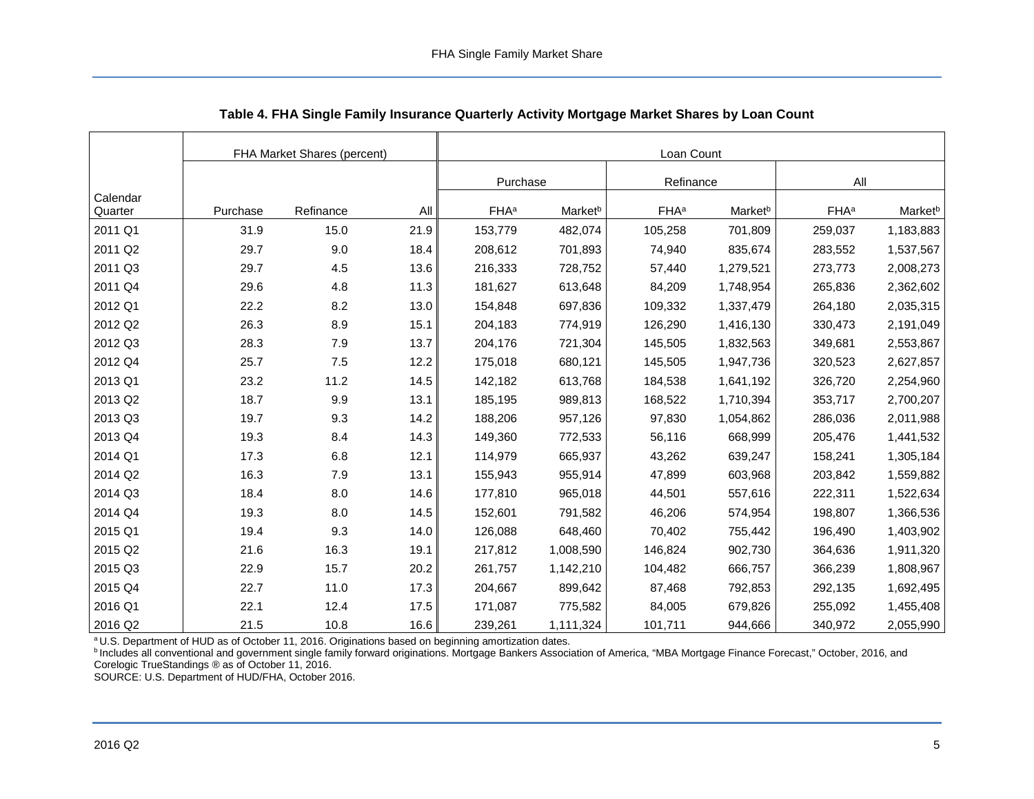### Table 4. FHA Single Family Insurance Quarterly Activity Mortgage Market Shares by Loan Count

| Calendar Quarter | FHA Market Shares (percent) | | | Loan Count | | | | | |
|---|---|---|---|---|---|---|---|---|---|
| | | | | Purchase | | Refinance | | All | |
| | Purchase | Refinance | All | FHA[a] | Market[b] | FHA[a] | Market[b] | FHA[a] | Market[b] |
| 2011 Q1 | 31.9 | 15.0 | 21.9 | 153,779 | 482,074 | 105,258 | 701,809 | 259,037 | 1,183,883 |
| 2011 Q2 | 29.7 | 9.0 | 18.4 | 208,612 | 701,893 | 74,940 | 835,674 | 283,552 | 1,537,567 |
| 2011 Q3 | 29.7 | 4.5 | 13.6 | 216,333 | 728,752 | 57,440 | 1,279,521 | 273,773 | 2,008,273 |
| 2011 Q4 | 29.6 | 4.8 | 11.3 | 181,627 | 613,648 | 84,209 | 1,748,954 | 265,836 | 2,362,602 |
| 2012 Q1 | 22.2 | 8.2 | 13.0 | 154,848 | 697,836 | 109,332 | 1,337,479 | 264,180 | 2,035,315 |
| 2012 Q2 | 26.3 | 8.9 | 15.1 | 204,183 | 774,919 | 126,290 | 1,416,130 | 330,473 | 2,191,049 |
| 2012 Q3 | 28.3 | 7.9 | 13.7 | 204,176 | 721,304 | 145,505 | 1,832,563 | 349,681 | 2,553,867 |
| 2012 Q4 | 25.7 | 7.5 | 12.2 | 175,018 | 680,121 | 145,505 | 1,947,736 | 320,523 | 2,627,857 |
| 2013 Q1 | 23.2 | 11.2 | 14.5 | 142,182 | 613,768 | 184,538 | 1,641,192 | 326,720 | 2,254,960 |
| 2013 Q2 | 18.7 | 9.9 | 13.1 | 185,195 | 989,813 | 168,522 | 1,710,394 | 353,717 | 2,700,207 |
| 2013 Q3 | 19.7 | 9.3 | 14.2 | 188,206 | 957,126 | 97,830 | 1,054,862 | 286,036 | 2,011,988 |
| 2013 Q4 | 19.3 | 8.4 | 14.3 | 149,360 | 772,533 | 56,116 | 668,999 | 205,476 | 1,441,532 |
| 2014 Q1 | 17.3 | 6.8 | 12.1 | 114,979 | 665,937 | 43,262 | 639,247 | 158,241 | 1,305,184 |
| 2014 Q2 | 16.3 | 7.9 | 13.1 | 155,943 | 955,914 | 47,899 | 603,968 | 203,842 | 1,559,882 |
| 2014 Q3 | 18.4 | 8.0 | 14.6 | 177,810 | 965,018 | 44,501 | 557,616 | 222,311 | 1,522,634 |
| 2014 Q4 | 19.3 | 8.0 | 14.5 | 152,601 | 791,582 | 46,206 | 574,954 | 198,807 | 1,366,536 |
| 2015 Q1 | 19.4 | 9.3 | 14.0 | 126,088 | 648,460 | 70,402 | 755,442 | 196,490 | 1,403,902 |
| 2015 Q2 | 21.6 | 16.3 | 19.1 | 217,812 | 1,008,590 | 146,824 | 902,730 | 364,636 | 1,911,320 |
| 2015 Q3 | 22.9 | 15.7 | 20.2 | 261,757 | 1,142,210 | 104,482 | 666,757 | 366,239 | 1,808,967 |
| 2015 Q4 | 22.7 | 11.0 | 17.3 | 204,667 | 899,642 | 87,468 | 792,853 | 292,135 | 1,692,495 |
| 2016 Q1 | 22.1 | 12.4 | 17.5 | 171,087 | 775,582 | 84,005 | 679,826 | 255,092 | 1,455,408 |
| 2016 Q2 | 21.5 | 10.8 | 16.6 | 239,261 | 1,111,324 | 101,711 | 944,666 | 340,972 | 2,055,990 |

[a] U.S. Department of HUD as of October 11, 2016. Originations based on beginning amortization dates.
[b] Includes all conventional and government single family forward originations. Mortgage Bankers Association of America, "MBA Mortgage Finance Forecast," October, 2016, and Corelogic TrueStandings ® as of October 11, 2016.
SOURCE: U.S. Department of HUD/FHA, October 2016.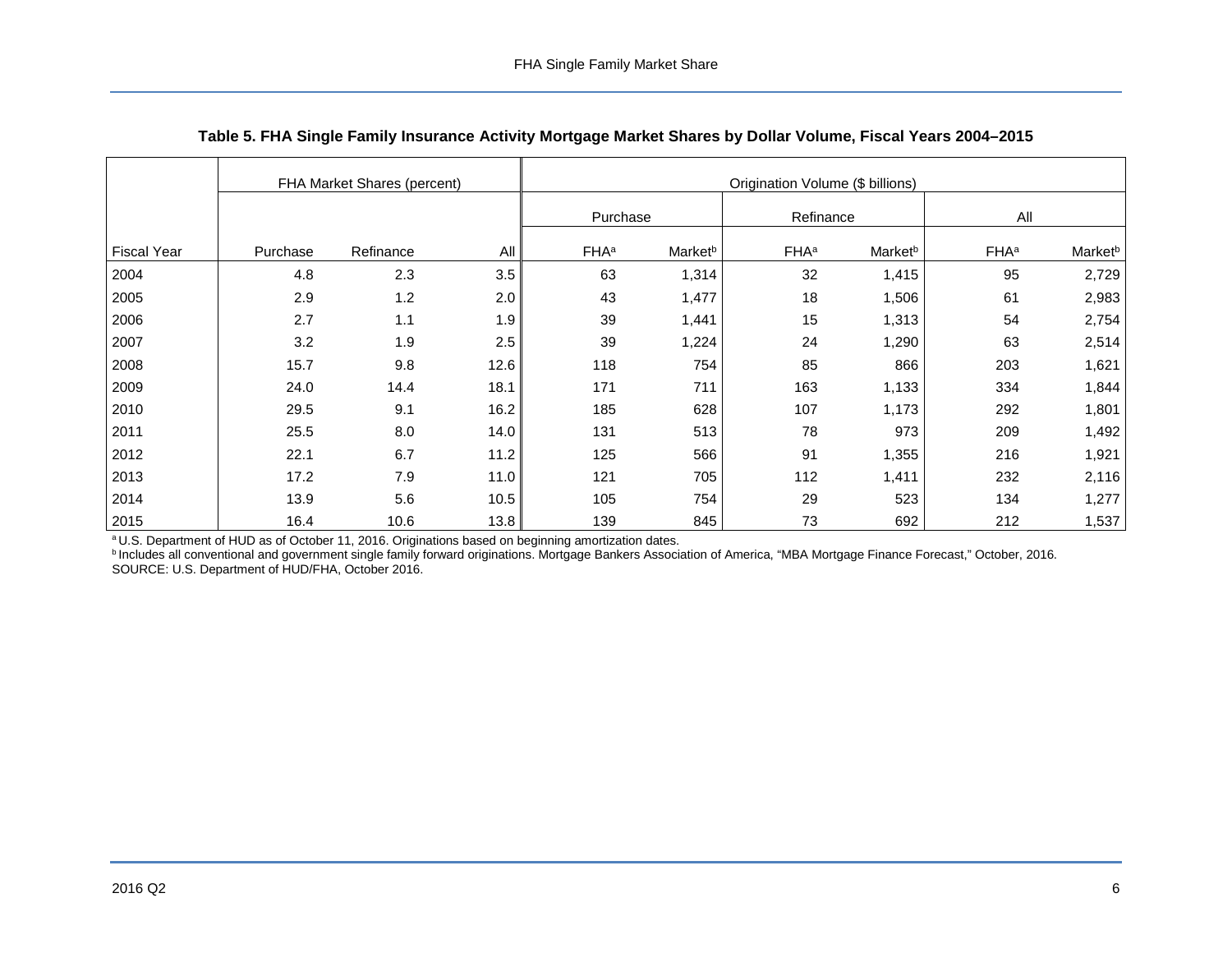**Table 5. FHA Single Family Insurance Activity Mortgage Market Shares by Dollar Volume, Fiscal Years 2004–2015**

| | FHA Market Shares (percent) | | | Origination Volume ($ billions) | | | | | |
|---|---|---|---|---|---|---|---|---|---|
| | | | | Purchase | | Refinance | | All | |
| Fiscal Year | Purchase | Refinance | All | FHA[a] | Market[b] | FHA[a] | Market[b] | FHA[a] | Market[b] |
| 2004 | 4.8 | 2.3 | 3.5 | 63 | 1,314 | 32 | 1,415 | 95 | 2,729 |
| 2005 | 2.9 | 1.2 | 2.0 | 43 | 1,477 | 18 | 1,506 | 61 | 2,983 |
| 2006 | 2.7 | 1.1 | 1.9 | 39 | 1,441 | 15 | 1,313 | 54 | 2,754 |
| 2007 | 3.2 | 1.9 | 2.5 | 39 | 1,224 | 24 | 1,290 | 63 | 2,514 |
| 2008 | 15.7 | 9.8 | 12.6 | 118 | 754 | 85 | 866 | 203 | 1,621 |
| 2009 | 24.0 | 14.4 | 18.1 | 171 | 711 | 163 | 1,133 | 334 | 1,844 |
| 2010 | 29.5 | 9.1 | 16.2 | 185 | 628 | 107 | 1,173 | 292 | 1,801 |
| 2011 | 25.5 | 8.0 | 14.0 | 131 | 513 | 78 | 973 | 209 | 1,492 |
| 2012 | 22.1 | 6.7 | 11.2 | 125 | 566 | 91 | 1,355 | 216 | 1,921 |
| 2013 | 17.2 | 7.9 | 11.0 | 121 | 705 | 112 | 1,411 | 232 | 2,116 |
| 2014 | 13.9 | 5.6 | 10.5 | 105 | 754 | 29 | 523 | 134 | 1,277 |
| 2015 | 16.4 | 10.6 | 13.8 | 139 | 845 | 73 | 692 | 212 | 1,537 |

[a] U.S. Department of HUD as of October 11, 2016. Originations based on beginning amortization dates.
[b] Includes all conventional and government single family forward originations. Mortgage Bankers Association of America, "MBA Mortgage Finance Forecast," October, 2016.
SOURCE: U.S. Department of HUD/FHA, October 2016.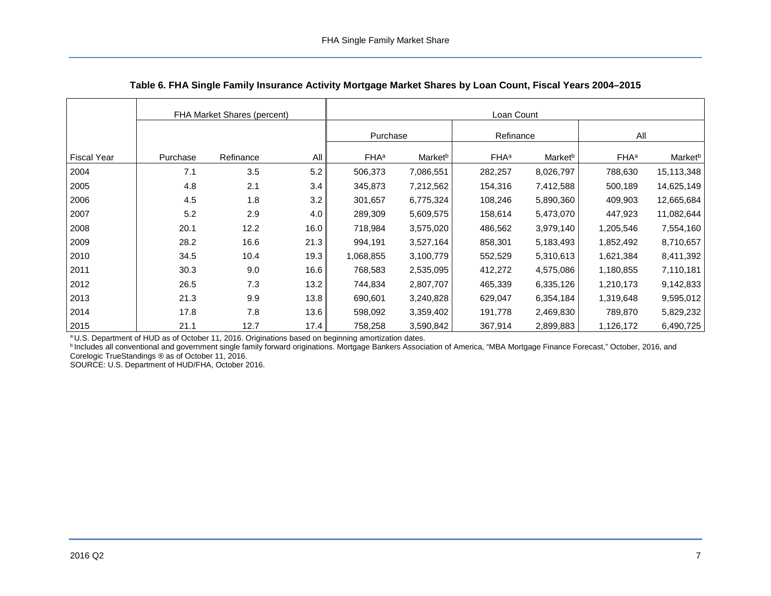**Table 6. FHA Single Family Insurance Activity Mortgage Market Shares by Loan Count, Fiscal Years 2004–2015**

| | FHA Market Shares (percent) | | | Loan Count | | | | | |
|---|---|---|---|---|---|---|---|---|---|
| | | | | Purchase | | Refinance | | All | |
| Fiscal Year | Purchase | Refinance | All | FHA[a] | Market[b] | FHA[a] | Market[b] | FHA[a] | Market[b] |
| 2004 | 7.1 | 3.5 | 5.2 | 506,373 | 7,086,551 | 282,257 | 8,026,797 | 788,630 | 15,113,348 |
| 2005 | 4.8 | 2.1 | 3.4 | 345,873 | 7,212,562 | 154,316 | 7,412,588 | 500,189 | 14,625,149 |
| 2006 | 4.5 | 1.8 | 3.2 | 301,657 | 6,775,324 | 108,246 | 5,890,360 | 409,903 | 12,665,684 |
| 2007 | 5.2 | 2.9 | 4.0 | 289,309 | 5,609,575 | 158,614 | 5,473,070 | 447,923 | 11,082,644 |
| 2008 | 20.1 | 12.2 | 16.0 | 718,984 | 3,575,020 | 486,562 | 3,979,140 | 1,205,546 | 7,554,160 |
| 2009 | 28.2 | 16.6 | 21.3 | 994,191 | 3,527,164 | 858,301 | 5,183,493 | 1,852,492 | 8,710,657 |
| 2010 | 34.5 | 10.4 | 19.3 | 1,068,855 | 3,100,779 | 552,529 | 5,310,613 | 1,621,384 | 8,411,392 |
| 2011 | 30.3 | 9.0 | 16.6 | 768,583 | 2,535,095 | 412,272 | 4,575,086 | 1,180,855 | 7,110,181 |
| 2012 | 26.5 | 7.3 | 13.2 | 744,834 | 2,807,707 | 465,339 | 6,335,126 | 1,210,173 | 9,142,833 |
| 2013 | 21.3 | 9.9 | 13.8 | 690,601 | 3,240,828 | 629,047 | 6,354,184 | 1,319,648 | 9,595,012 |
| 2014 | 17.8 | 7.8 | 13.6 | 598,092 | 3,359,402 | 191,778 | 2,469,830 | 789,870 | 5,829,232 |
| 2015 | 21.1 | 12.7 | 17.4 | 758,258 | 3,590,842 | 367,914 | 2,899,883 | 1,126,172 | 6,490,725 |

[a] U.S. Department of HUD as of October 11, 2016. Originations based on beginning amortization dates.
[b] Includes all conventional and government single family forward originations. Mortgage Bankers Association of America, "MBA Mortgage Finance Forecast," October, 2016, and Corelogic TrueStandings ® as of October 11, 2016.
SOURCE: U.S. Department of HUD/FHA, October 2016.